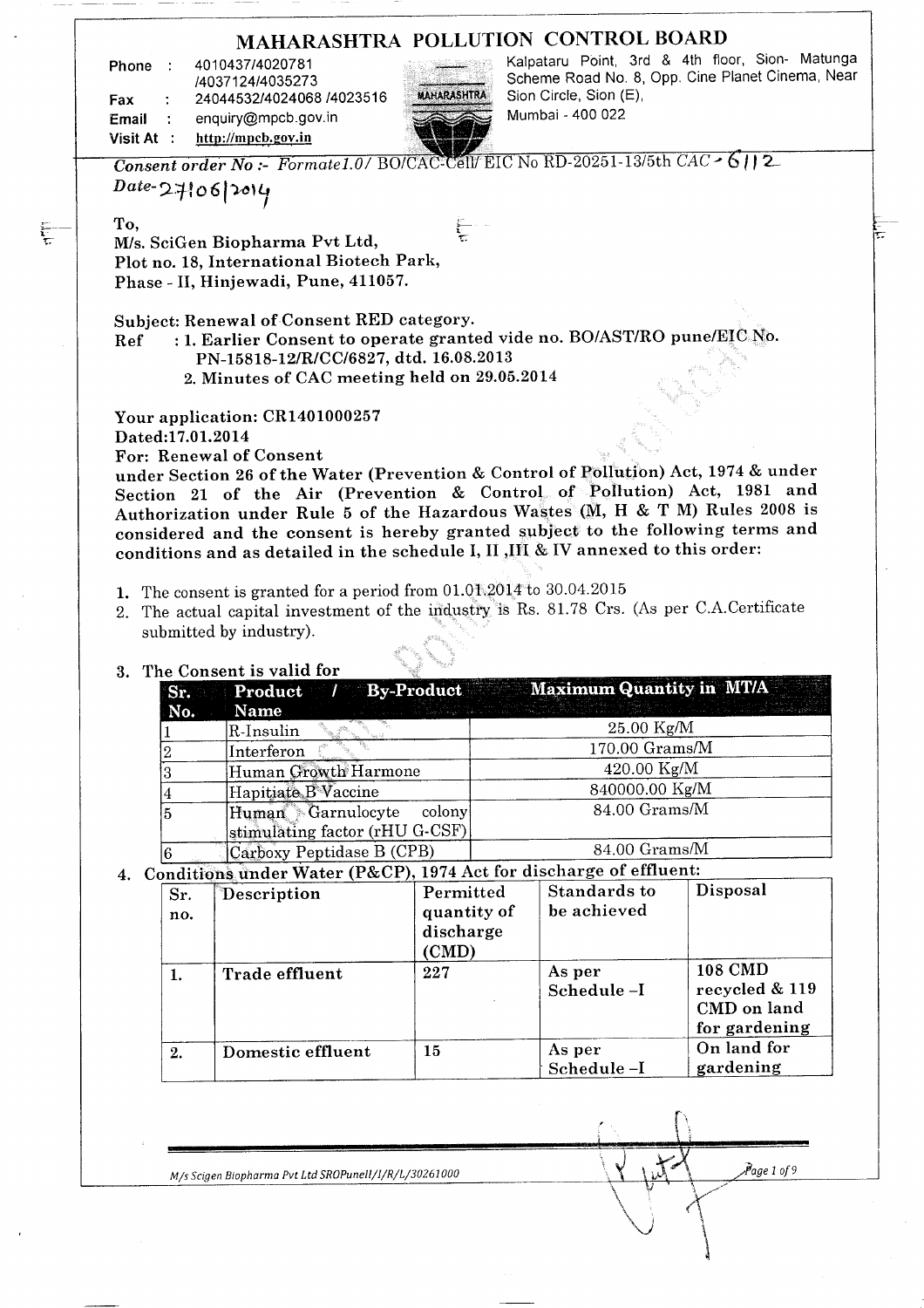# MAHARASHTRA POLLUTION CONTROL BOARD

Phone : 4010437/4020781 /4037124/4035273
Fax : 24044532/4024068 /4023516
Email : enquiry@mpcb.gov.in
Visit At : http://mpcb.gov.in

Kalpataru Point, 3rd & 4th floor, Sion- Matunga Scheme Road No. 8, Opp. Cine Planet Cinema, Near Sion Circle, Sion (E), Mumbai - 400 022

*Consent order No :- Formate1.0/* BO/CAC-Cell/ EIC No RD-20251-13/5th *CAC - 6112*
*Date- 27/06/2014*

**To,**
**M/s. SciGen Biopharma Pvt Ltd,**
**Plot no. 18, International Biotech Park,**
**Phase - II, Hinjewadi, Pune, 411057.**

**Subject: Renewal of Consent RED category.**
**Ref : 1. Earlier Consent to operate granted vide no. BO/AST/RO pune/EIC No. PN-15818-12/R/CC/6827, dtd. 16.08.2013**
**2. Minutes of CAC meeting held on 29.05.2014**

**Your application: CR1401000257**
**Dated:17.01.2014**
**For: Renewal of Consent**
**under Section 26 of the Water (Prevention & Control of Pollution) Act, 1974 & under Section 21 of the Air (Prevention & Control of Pollution) Act, 1981 and Authorization under Rule 5 of the Hazardous Wastes (M, H & T M) Rules 2008 is considered and the consent is hereby granted subject to the following terms and conditions and as detailed in the schedule I, II ,III & IV annexed to this order:**

1. The consent is granted for a period from 01.01.2014 to 30.04.2015
2. The actual capital investment of the industry is Rs. 81.78 Crs. (As per C.A.Certificate submitted by industry).
3. **The Consent is valid for**

| Sr. No. | Product / By-Product Name | Maximum Quantity in MT/A |
|---|---|---|
| 1 | R-Insulin | 25.00 Kg/M |
| 2 | Interferon | 170.00 Grams/M |
| 3 | Human Growth Harmone | 420.00 Kg/M |
| 4 | Hapitiate B Vaccine | 840000.00 Kg/M |
| 5 | Human Garnulocyte colony stimulating factor (rHU G-CSF) | 84.00 Grams/M |
| 6 | Carboxy Peptidase B (CPB) | 84.00 Grams/M |

4. **Conditions under Water (P&CP), 1974 Act for discharge of effluent:**

| Sr. no. | Description | Permitted quantity of discharge (CMD) | Standards to be achieved | Disposal |
|---|---|---|---|---|
| 1. | **Trade effluent** | 227 | As per Schedule –I | 108 CMD recycled & 119 CMD on land for gardening |
| 2. | **Domestic effluent** | 15 | As per Schedule –I | On land for gardening |

*M/s Scigen Biopharma Pvt Ltd SROPunell/I/R/L/30261000*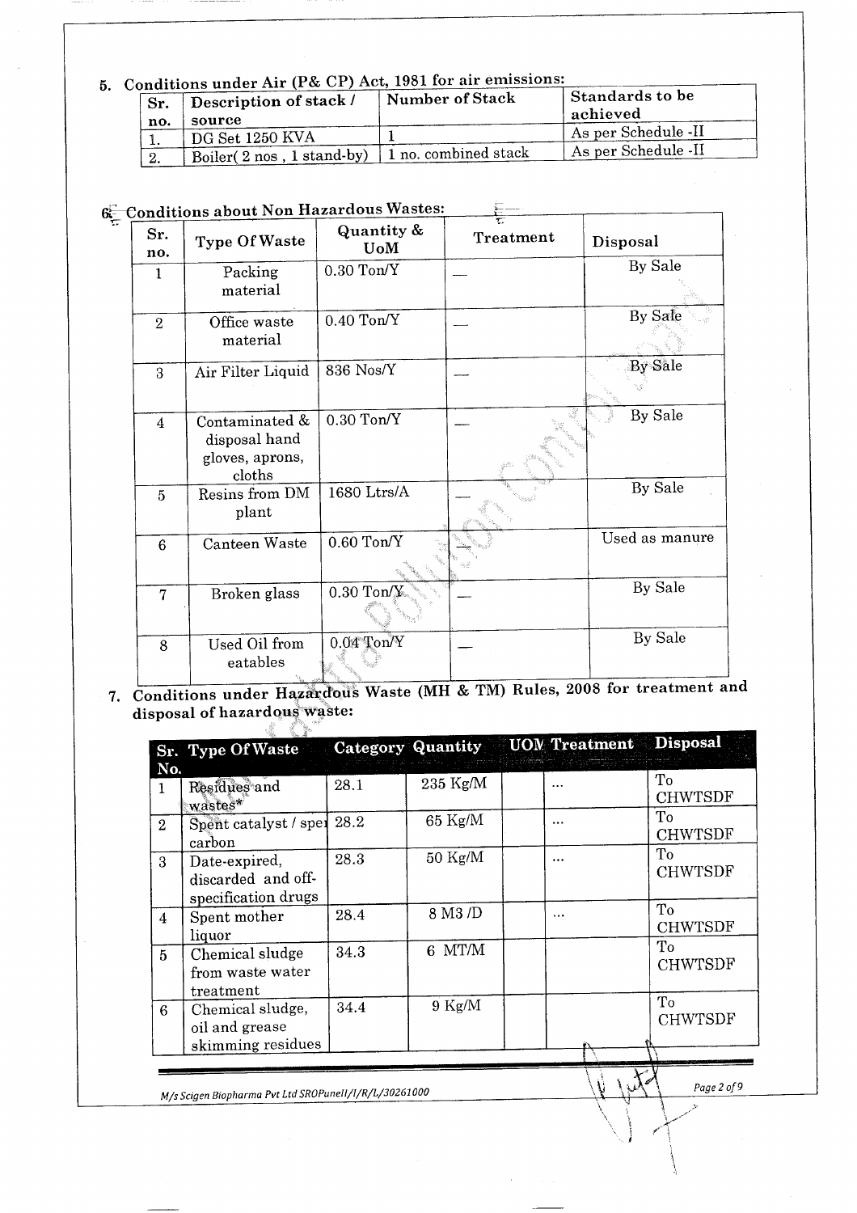5. **Conditions under Air (P& CP) Act, 1981 for air emissions:**

| Sr. no. | Description of stack / source | Number of Stack | Standards to be achieved |
|---|---|---|---|
| 1. | DG Set 1250 KVA | 1 | As per Schedule -II |
| 2. | Boiler( 2 nos , 1 stand-by) | 1 no. combined stack | As per Schedule -II |

6. **Conditions about Non Hazardous Wastes:**

| Sr. no. | Type Of Waste | Quantity & UoM | Treatment | Disposal |
|---|---|---|---|---|
| 1 | Packing material | 0.30 Ton/Y | — | By Sale |
| 2 | Office waste material | 0.40 Ton/Y | — | By Sale |
| 3 | Air Filter Liquid | 836 Nos/Y | — | By Sale |
| 4 | Contaminated & disposal hand gloves, aprons, cloths | 0.30 Ton/Y | — | By Sale |
| 5 | Resins from DM plant | 1680 Ltrs/A | — | By Sale |
| 6 | Canteen Waste | 0.60 Ton/Y | — | Used as manure |
| 7 | Broken glass | 0.30 Ton/Y | — | By Sale |
| 8 | Used Oil from eatables | 0.04 Ton/Y | — | By Sale |

7. **Conditions under Hazardous Waste (MH & TM) Rules, 2008 for treatment and disposal of hazardous waste:**

| Sr. No. | Type Of Waste | Category | Quantity | UOM | Treatment | Disposal |
|---|---|---|---|---|---|---|
| 1 | Residues and wastes* | 28.1 | 235 Kg/M | | ... | To CHWTSDF |
| 2 | Spent catalyst / spent carbon | 28.2 | 65 Kg/M | | ... | To CHWTSDF |
| 3 | Date-expired, discarded and off-specification drugs | 28.3 | 50 Kg/M | | ... | To CHWTSDF |
| 4 | Spent mother liquor | 28.4 | 8 M3 /D | | ... | To CHWTSDF |
| 5 | Chemical sludge from waste water treatment | 34.3 | 6 MT/M | | | To CHWTSDF |
| 6 | Chemical sludge, oil and grease skimming residues | 34.4 | 9 Kg/M | | | To CHWTSDF |

*M/s Scigen Biopharma Pvt Ltd SROPuneII/I/R/L/30261000*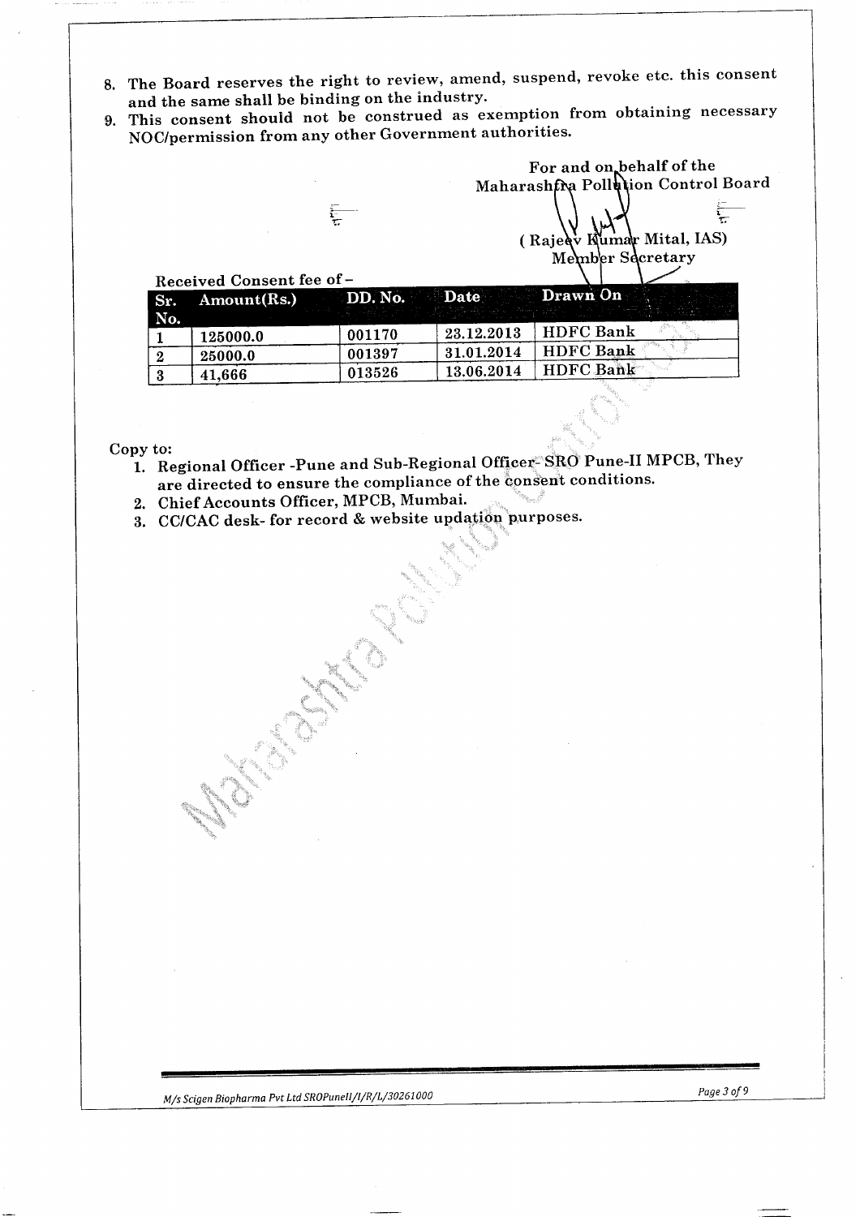8. The Board reserves the right to review, amend, suspend, revoke etc. this consent and the same shall be binding on the industry.
9. This consent should not be construed as exemption from obtaining necessary NOC/permission from any other Government authorities.

For and on behalf of the
Maharashtra Pollution Control Board

( Rajeev Kumar Mital, IAS)
Member Secretary

Received Consent fee of –

| Sr. No. | Amount(Rs.) | DD. No. | Date | Drawn On |
|---|---|---|---|---|
| 1 | 125000.0 | 001170 | 23.12.2013 | HDFC Bank |
| 2 | 25000.0 | 001397 | 31.01.2014 | HDFC Bank |
| 3 | 41,666 | 013526 | 13.06.2014 | HDFC Bank |

Copy to:

1. Regional Officer -Pune and Sub-Regional Officer- SRO Pune-II MPCB, They are directed to ensure the compliance of the consent conditions.
2. Chief Accounts Officer, MPCB, Mumbai.
3. CC/CAC desk- for record & website updation purposes.

M/s Scigen Biopharma Pvt Ltd SROPuneII/I/R/L/30261000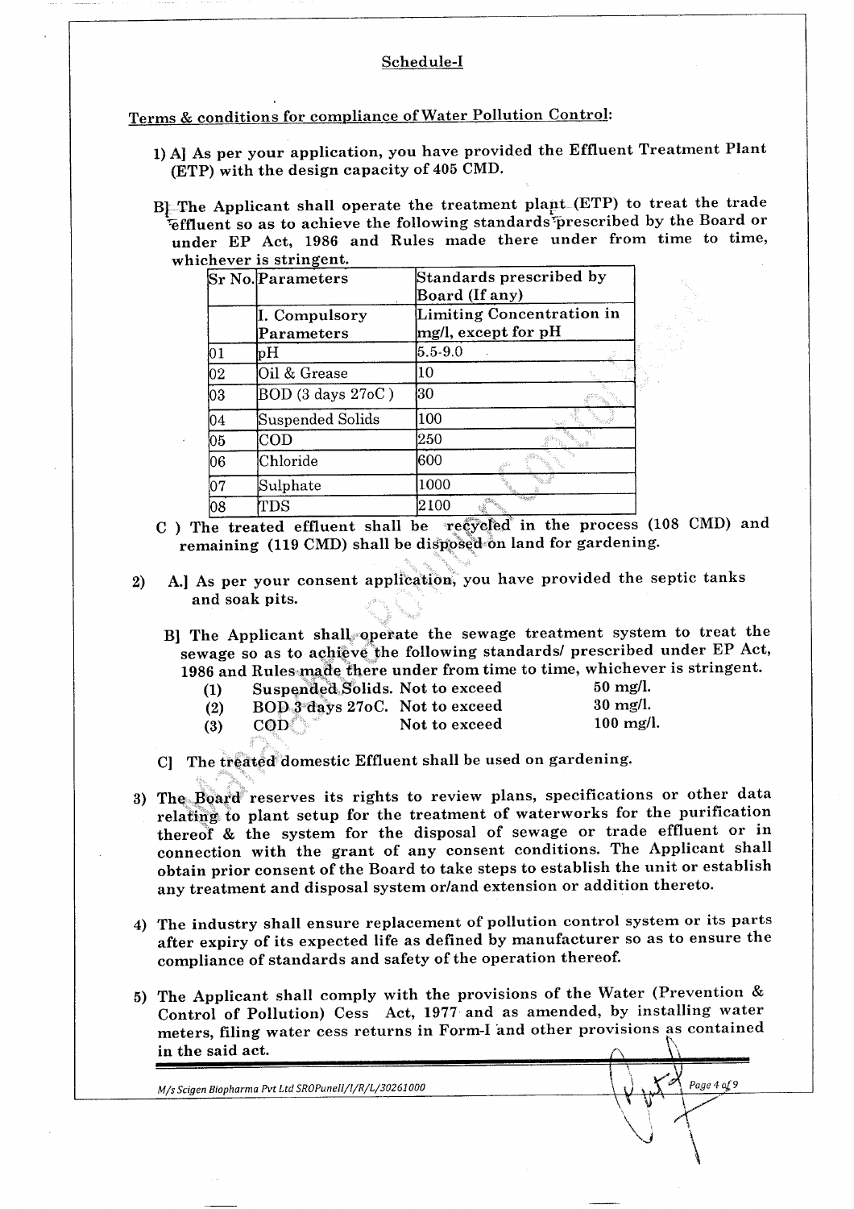## Schedule-I

**Terms & conditions for compliance of Water Pollution Control:**

1) A] As per your application, you have provided the Effluent Treatment Plant (ETP) with the design capacity of 405 CMD.

   B] The Applicant shall operate the treatment plant (ETP) to treat the trade effluent so as to achieve the following standards prescribed by the Board or under EP Act, 1986 and Rules made there under from time to time, whichever is stringent.

| Sr No. | Parameters | Standards prescribed by Board (If any) |
|---|---|---|
| | I. Compulsory Parameters | Limiting Concentration in mg/l, except for pH |
| 01 | pH | 5.5-9.0 |
| 02 | Oil & Grease | 10 |
| 03 | BOD (3 days 27oC ) | 30 |
| 04 | Suspended Solids | 100 |
| 05 | COD | 250 |
| 06 | Chloride | 600 |
| 07 | Sulphate | 1000 |
| 08 | TDS | 2100 |

   C ) The treated effluent shall be recycled in the process (108 CMD) and remaining (119 CMD) shall be disposed on land for gardening.

2) A.] As per your consent application, you have provided the septic tanks and soak pits.

   B] The Applicant shall operate the sewage treatment system to treat the sewage so as to achieve the following standards/ prescribed under EP Act, 1986 and Rules made there under from time to time, whichever is stringent.

   (1) Suspended Solids. Not to exceed 50 mg/l.
   (2) BOD 3 days 27oC. Not to exceed 30 mg/l.
   (3) COD Not to exceed 100 mg/l.

   C] The treated domestic Effluent shall be used on gardening.

3) The Board reserves its rights to review plans, specifications or other data relating to plant setup for the treatment of waterworks for the purification thereof & the system for the disposal of sewage or trade effluent or in connection with the grant of any consent conditions. The Applicant shall obtain prior consent of the Board to take steps to establish the unit or establish any treatment and disposal system or/and extension or addition thereto.

4) The industry shall ensure replacement of pollution control system or its parts after expiry of its expected life as defined by manufacturer so as to ensure the compliance of standards and safety of the operation thereof.

5) The Applicant shall comply with the provisions of the Water (Prevention & Control of Pollution) Cess Act, 1977 and as amended, by installing water meters, filing water cess returns in Form-I and other provisions as contained in the said act.

M/s Scigen Biopharma Pvt Ltd SROPuneII/I/R/L/30261000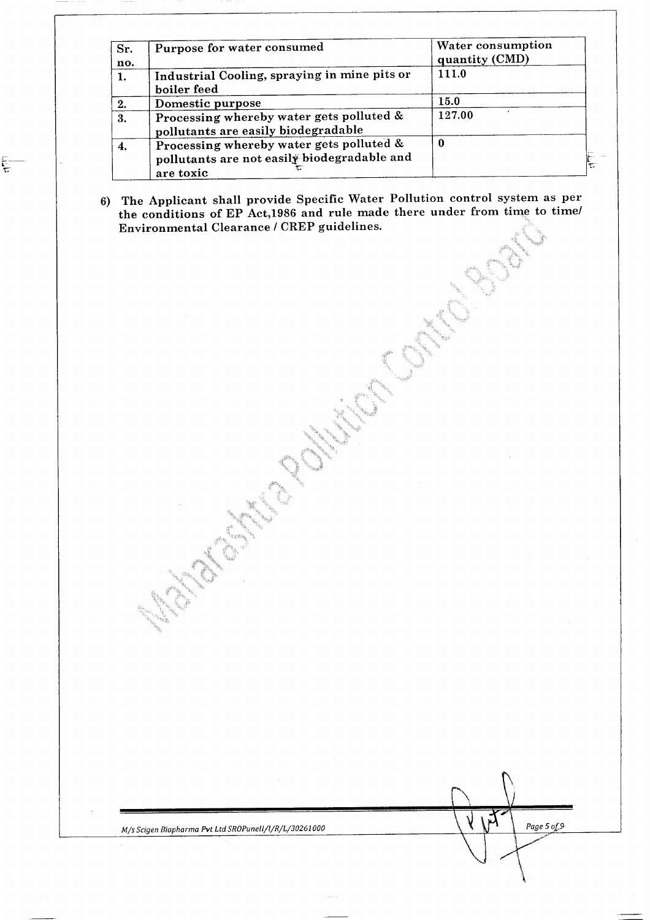| Sr. no. | Purpose for water consumed | Water consumption quantity (CMD) |
|---|---|---|
| 1. | Industrial Cooling, spraying in mine pits or boiler feed | 111.0 |
| 2. | Domestic purpose | 15.0 |
| 3. | Processing whereby water gets polluted & pollutants are easily biodegradable | 127.00 |
| 4. | Processing whereby water gets polluted & pollutants are not easily biodegradable and are toxic | 0 |

6) **The Applicant shall provide Specific Water Pollution control system as per the conditions of EP Act,1986 and rule made there under from time to time/ Environmental Clearance / CREP guidelines.**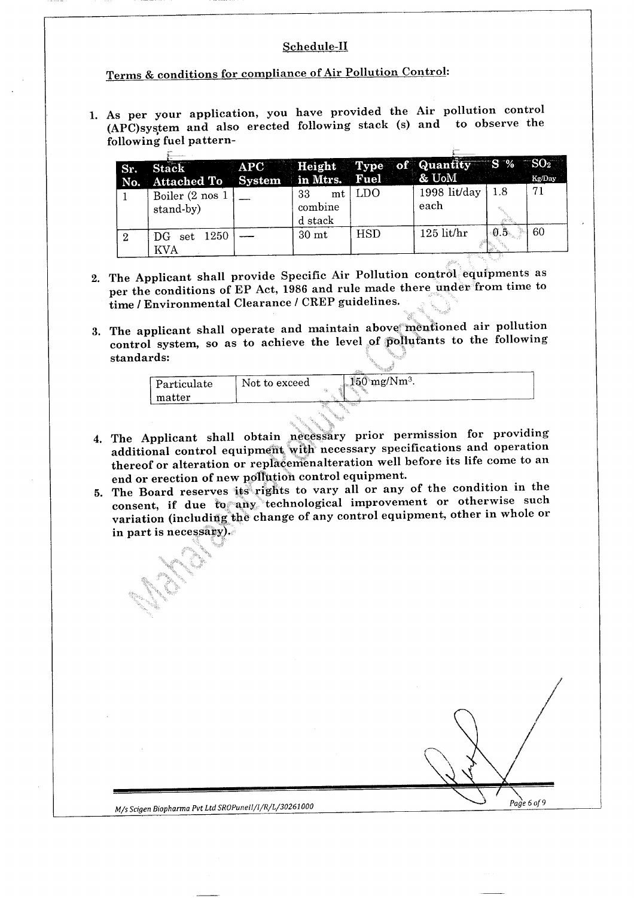## Schedule-II

### Terms & conditions for compliance of Air Pollution Control:

1. As per your application, you have provided the Air pollution control (APC)system and also erected following stack (s) and to observe the following fuel pattern-

| Sr. No. | Stack Attached To | APC System | Height in Mtrs. | Type of Fuel | Quantity & UoM | S % | $SO_2$ Kg/Day |
|---|---|---|---|---|---|---|---|
| 1 | Boiler (2 nos 1 stand-by) | — | 33 mt combined stack | LDO | 1998 lit/day each | 1.8 | 71 |
| 2 | DG set 1250 KVA | — | 30 mt | HSD | 125 lit/hr | 0.5 | 60 |

2. The Applicant shall provide Specific Air Pollution control equipments as per the conditions of EP Act, 1986 and rule made there under from time to time / Environmental Clearance / CREP guidelines.

3. The applicant shall operate and maintain above mentioned air pollution control system, so as to achieve the level of pollutants to the following standards:

| Particulate matter | Not to exceed | 150 $mg/Nm^3$. |
|---|---|---|

4. The Applicant shall obtain necessary prior permission for providing additional control equipment with necessary specifications and operation thereof or alteration or replacemenalteration well before its life come to an end or erection of new pollution control equipment.
5. The Board reserves its rights to vary all or any of the condition in the consent, if due to any technological improvement or otherwise such variation (including the change of any control equipment, other in whole or in part is necessary).

M/s Scigen Biopharma Pvt Ltd SROPuneII/I/R/L/30261000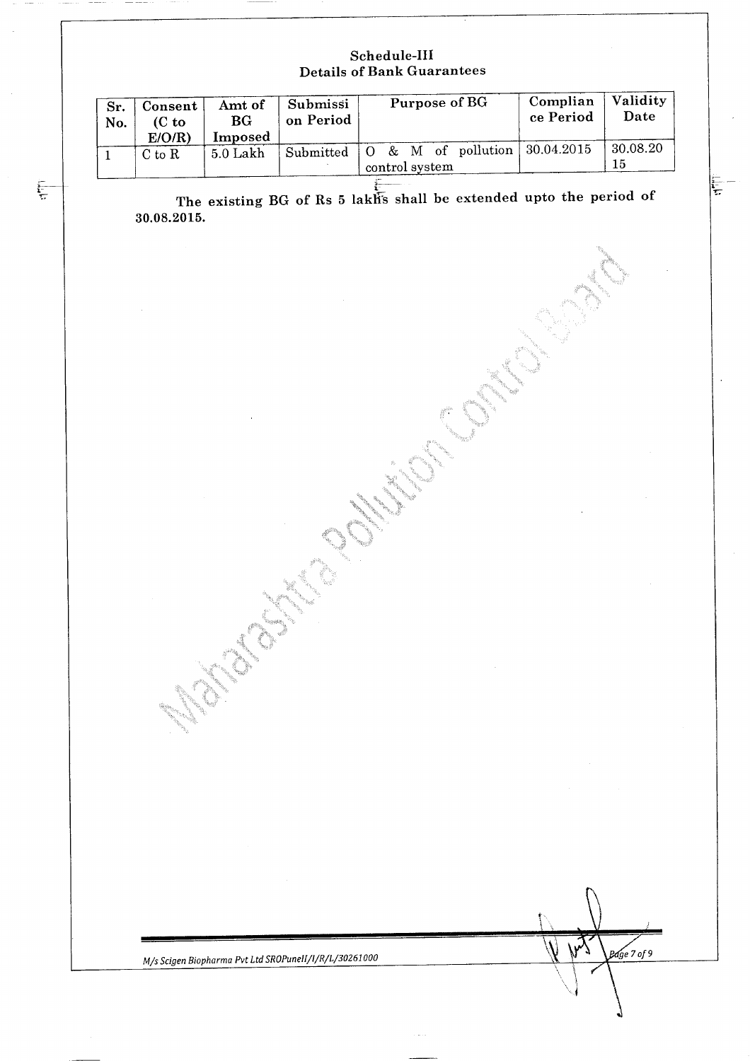## Schedule-III
## Details of Bank Guarantees

| Sr. No. | Consent (C to E/O/R) | Amt of BG Imposed | Submission Period | Purpose of BG | Compliance Period | Validity Date |
|---|---|---|---|---|---|---|
| 1 | C to R | 5.0 Lakh | Submitted | O & M of pollution control system | 30.04.2015 | 30.08.2015 |

**The existing BG of Rs 5 lakhs shall be extended upto the period of 30.08.2015.**

*M/s Scigen Biopharma Pvt Ltd SROPuneII/I/R/L/30261000*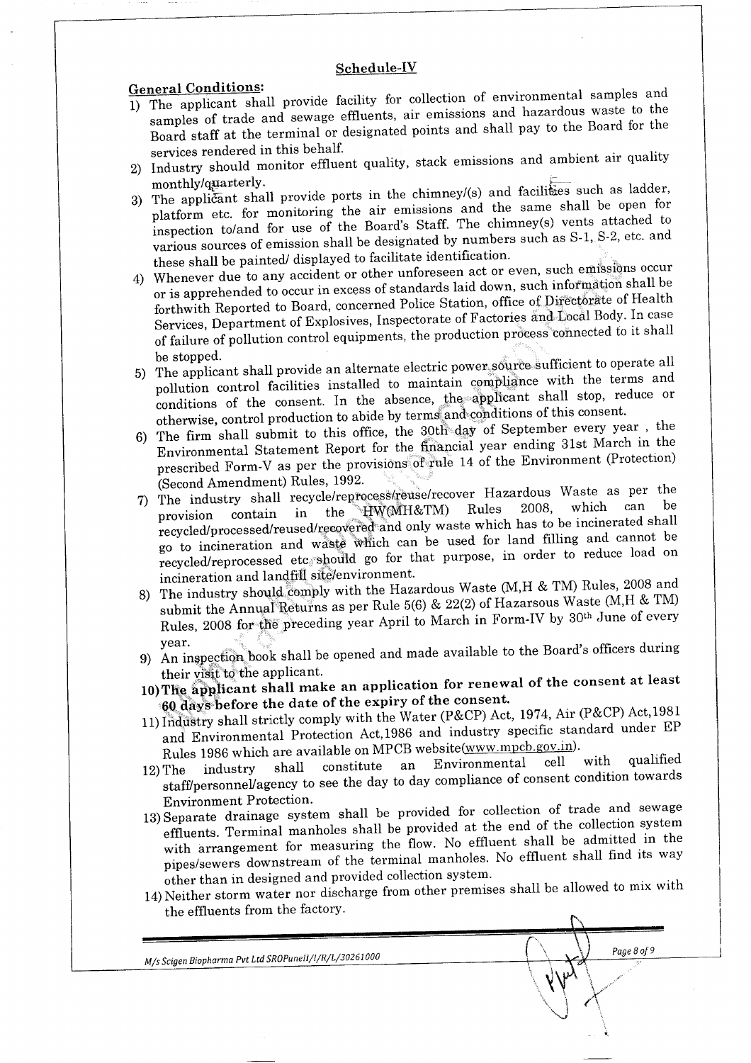## Schedule-IV

**General Conditions:**

1) The applicant shall provide facility for collection of environmental samples and samples of trade and sewage effluents, air emissions and hazardous waste to the Board staff at the terminal or designated points and shall pay to the Board for the services rendered in this behalf.
2) Industry should monitor effluent quality, stack emissions and ambient air quality monthly/quarterly.
3) The applicant shall provide ports in the chimney/(s) and facilities such as ladder, platform etc. for monitoring the air emissions and the same shall be open for inspection to/and for use of the Board's Staff. The chimney(s) vents attached to various sources of emission shall be designated by numbers such as S-1, S-2, etc. and these shall be painted/ displayed to facilitate identification.
4) Whenever due to any accident or other unforeseen act or even, such emissions occur or is apprehended to occur in excess of standards laid down, such information shall be forthwith Reported to Board, concerned Police Station, office of Directorate of Health Services, Department of Explosives, Inspectorate of Factories and Local Body. In case of failure of pollution control equipments, the production process connected to it shall be stopped.
5) The applicant shall provide an alternate electric power source sufficient to operate all pollution control facilities installed to maintain compliance with the terms and conditions of the consent. In the absence, the applicant shall stop, reduce or otherwise, control production to abide by terms and conditions of this consent.
6) The firm shall submit to this office, the 30th day of September every year , the Environmental Statement Report for the financial year ending 31st March in the prescribed Form-V as per the provisions of rule 14 of the Environment (Protection) (Second Amendment) Rules, 1992.
7) The industry shall recycle/reprocess/reuse/recover Hazardous Waste as per the provision contain in the HW(MH&TM) Rules 2008, which can be recycled/processed/reused/recovered and only waste which has to be incinerated shall go to incineration and waste which can be used for land filling and cannot be recycled/reprocessed etc should go for that purpose, in order to reduce load on incineration and landfill site/environment.
8) The industry should comply with the Hazardous Waste (M,H & TM) Rules, 2008 and submit the Annual Returns as per Rule 5(6) & 22(2) of Hazarsous Waste (M,H & TM) Rules, 2008 for the preceding year April to March in Form-IV by 30th June of every year.
9) An inspection book shall be opened and made available to the Board's officers during their visit to the applicant.
10) **The applicant shall make an application for renewal of the consent at least 60 days before the date of the expiry of the consent.**
11) Industry shall strictly comply with the Water (P&CP) Act, 1974, Air (P&CP) Act,1981 and Environmental Protection Act,1986 and industry specific standard under EP Rules 1986 which are available on MPCB website(www.mpcb.gov.in).
12) The industry shall constitute an Environmental cell with qualified staff/personnel/agency to see the day to day compliance of consent condition towards Environment Protection.
13) Separate drainage system shall be provided for collection of trade and sewage effluents. Terminal manholes shall be provided at the end of the collection system with arrangement for measuring the flow. No effluent shall be admitted in the pipes/sewers downstream of the terminal manholes. No effluent shall find its way other than in designed and provided collection system.
14) Neither storm water nor discharge from other premises shall be allowed to mix with the effluents from the factory.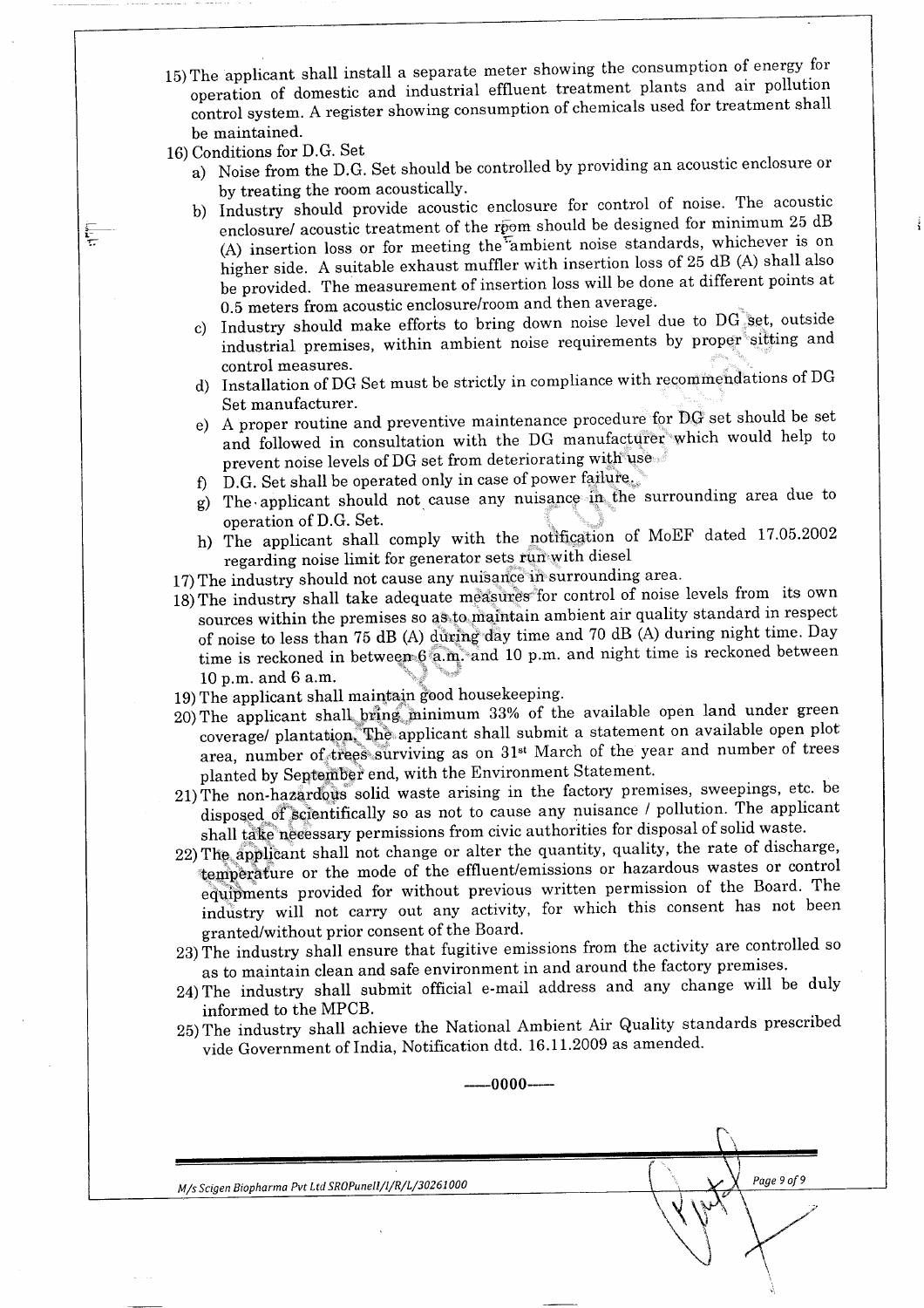15) The applicant shall install a separate meter showing the consumption of energy for operation of domestic and industrial effluent treatment plants and air pollution control system. A register showing consumption of chemicals used for treatment shall be maintained.

16) Conditions for D.G. Set

   a) Noise from the D.G. Set should be controlled by providing an acoustic enclosure or by treating the room acoustically.

   b) Industry should provide acoustic enclosure for control of noise. The acoustic enclosure/ acoustic treatment of the room should be designed for minimum 25 dB (A) insertion loss or for meeting the ambient noise standards, whichever is on higher side. A suitable exhaust muffler with insertion loss of 25 dB (A) shall also be provided. The measurement of insertion loss will be done at different points at 0.5 meters from acoustic enclosure/room and then average.

   c) Industry should make efforts to bring down noise level due to DG set, outside industrial premises, within ambient noise requirements by proper sitting and control measures.

   d) Installation of DG Set must be strictly in compliance with recommendations of DG Set manufacturer.

   e) A proper routine and preventive maintenance procedure for DG set should be set and followed in consultation with the DG manufacturer which would help to prevent noise levels of DG set from deteriorating with use.

   f) D.G. Set shall be operated only in case of power failure.

   g) The applicant should not cause any nuisance in the surrounding area due to operation of D.G. Set.

   h) The applicant shall comply with the notification of MoEF dated 17.05.2002 regarding noise limit for generator sets run with diesel

17) The industry should not cause any nuisance in surrounding area.

18) The industry shall take adequate measures for control of noise levels from its own sources within the premises so as to maintain ambient air quality standard in respect of noise to less than 75 dB (A) during day time and 70 dB (A) during night time. Day time is reckoned in between 6 a.m. and 10 p.m. and night time is reckoned between 10 p.m. and 6 a.m.

19) The applicant shall maintain good housekeeping.

20) The applicant shall bring minimum 33% of the available open land under green coverage/ plantation. The applicant shall submit a statement on available open plot area, number of trees surviving as on 31st March of the year and number of trees planted by September end, with the Environment Statement.

21) The non-hazardous solid waste arising in the factory premises, sweepings, etc. be disposed of scientifically so as not to cause any nuisance / pollution. The applicant shall take necessary permissions from civic authorities for disposal of solid waste.

22) The applicant shall not change or alter the quantity, quality, the rate of discharge, temperature or the mode of the effluent/emissions or hazardous wastes or control equipments provided for without previous written permission of the Board. The industry will not carry out any activity, for which this consent has not been granted/without prior consent of the Board.

23) The industry shall ensure that fugitive emissions from the activity are controlled so as to maintain clean and safe environment in and around the factory premises.

24) The industry shall submit official e-mail address and any change will be duly informed to the MPCB.

25) The industry shall achieve the National Ambient Air Quality standards prescribed vide Government of India, Notification dtd. 16.11.2009 as amended.

—0000—